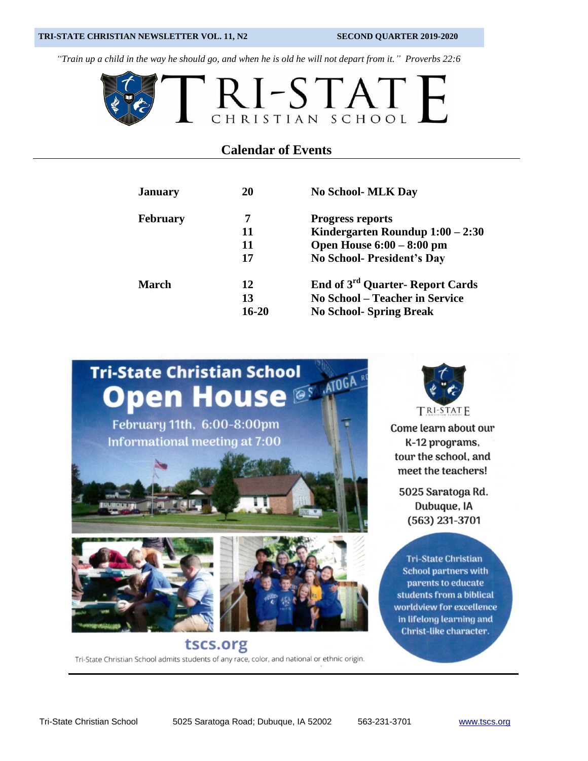**TRI-STATE CHRISTIAN NEWSLETTER VOL. 11, N2** **SECOND QUARTER 2019-2020**

*"Train up a child in the way he should go, and when he is old he will not depart from it." Proverbs 22:6*

# TRI-STATE CHRISTIAN SCHOOL

## Calendar of Events

| | | |
|---|---|---|
| **January** | **20** | **No School- MLK Day** |
| **February** | **7** | **Progress reports** |
| | **11** | **Kindergarten Roundup 1:00 – 2:30** |
| | **11** | **Open House 6:00 – 8:00 pm** |
| | **17** | **No School- President's Day** |
| **March** | **12** | **End of 3rd Quarter- Report Cards** |
| | **13** | **No School – Teacher in Service** |
| | **16-20** | **No School- Spring Break** |

## Tri-State Christian School Open House

February 11th, 6:00-8:00pm
Informational meeting at 7:00

TRI-STATE

Come learn about our K-12 programs, tour the school, and meet the teachers!

5025 Saratoga Rd.
Dubuque, IA
(563) 231-3701

Tri-State Christian School partners with parents to educate students from a biblical worldview for excellence in lifelong learning and Christ-like character.

tscs.org

Tri-State Christian School admits students of any race, color, and national or ethnic origin.

Tri-State Christian School 5025 Saratoga Road; Dubuque, IA 52002 563-231-3701 www.tscs.org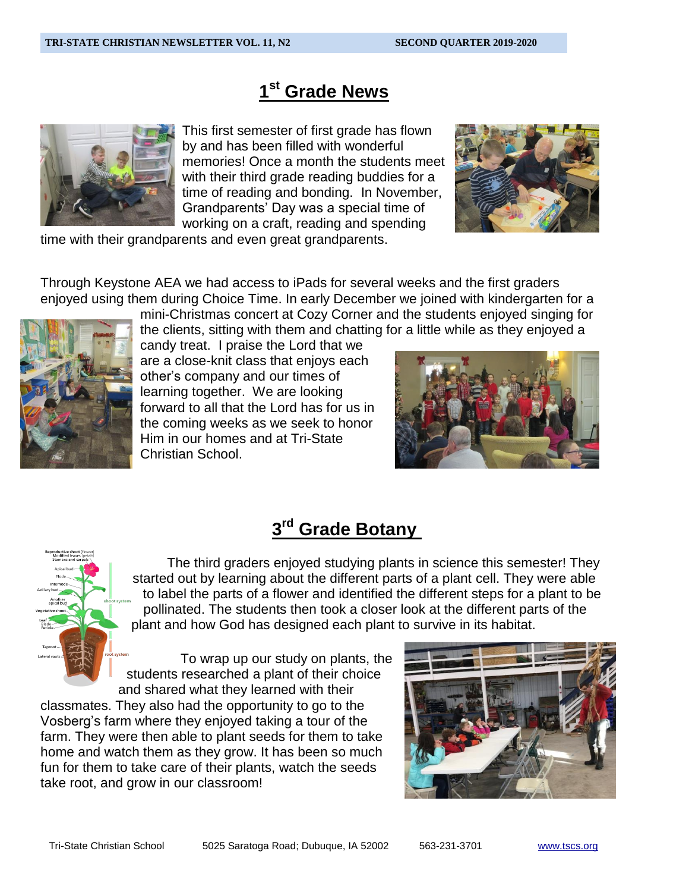## 1st Grade News

This first semester of first grade has flown by and has been filled with wonderful memories! Once a month the students meet with their third grade reading buddies for a time of reading and bonding. In November, Grandparents' Day was a special time of working on a craft, reading and spending time with their grandparents and even great grandparents.

Through Keystone AEA we had access to iPads for several weeks and the first graders enjoyed using them during Choice Time. In early December we joined with kindergarten for a mini-Christmas concert at Cozy Corner and the students enjoyed singing for the clients, sitting with them and chatting for a little while as they enjoyed a candy treat. I praise the Lord that we are a close-knit class that enjoys each other's company and our times of learning together. We are looking forward to all that the Lord has for us in the coming weeks as we seek to honor Him in our homes and at Tri-State Christian School.

## 3rd Grade Botany

The third graders enjoyed studying plants in science this semester! They started out by learning about the different parts of a plant cell. They were able to label the parts of a flower and identified the different steps for a plant to be pollinated. The students then took a closer look at the different parts of the plant and how God has designed each plant to survive in its habitat.

To wrap up our study on plants, the students researched a plant of their choice and shared what they learned with their classmates. They also had the opportunity to go to the Vosberg's farm where they enjoyed taking a tour of the farm. They were then able to plant seeds for them to take home and watch them as they grow. It has been so much fun for them to take care of their plants, watch the seeds take root, and grow in our classroom!

Tri-State Christian School 5025 Saratoga Road; Dubuque, IA 52002 563-231-3701 www.tscs.org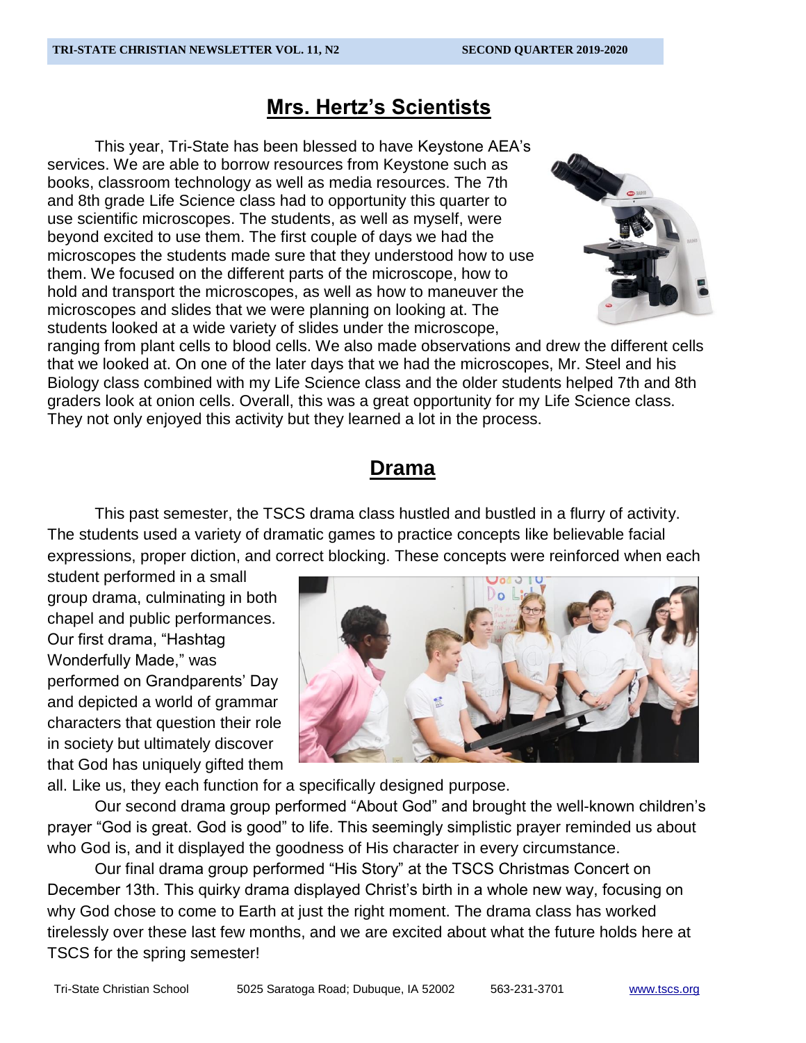## Mrs. Hertz's Scientists

This year, Tri-State has been blessed to have Keystone AEA's services. We are able to borrow resources from Keystone such as books, classroom technology as well as media resources. The 7th and 8th grade Life Science class had to opportunity this quarter to use scientific microscopes. The students, as well as myself, were beyond excited to use them. The first couple of days we had the microscopes the students made sure that they understood how to use them. We focused on the different parts of the microscope, how to hold and transport the microscopes, as well as how to maneuver the microscopes and slides that we were planning on looking at. The students looked at a wide variety of slides under the microscope, ranging from plant cells to blood cells. We also made observations and drew the different cells that we looked at. On one of the later days that we had the microscopes, Mr. Steel and his Biology class combined with my Life Science class and the older students helped 7th and 8th graders look at onion cells. Overall, this was a great opportunity for my Life Science class. They not only enjoyed this activity but they learned a lot in the process.

## Drama

This past semester, the TSCS drama class hustled and bustled in a flurry of activity. The students used a variety of dramatic games to practice concepts like believable facial expressions, proper diction, and correct blocking. These concepts were reinforced when each student performed in a small group drama, culminating in both chapel and public performances. Our first drama, "Hashtag Wonderfully Made," was performed on Grandparents' Day and depicted a world of grammar characters that question their role in society but ultimately discover that God has uniquely gifted them all. Like us, they each function for a specifically designed purpose.

Our second drama group performed "About God" and brought the well-known children's prayer "God is great. God is good" to life. This seemingly simplistic prayer reminded us about who God is, and it displayed the goodness of His character in every circumstance.

Our final drama group performed "His Story" at the TSCS Christmas Concert on December 13th. This quirky drama displayed Christ's birth in a whole new way, focusing on why God chose to come to Earth at just the right moment. The drama class has worked tirelessly over these last few months, and we are excited about what the future holds here at TSCS for the spring semester!